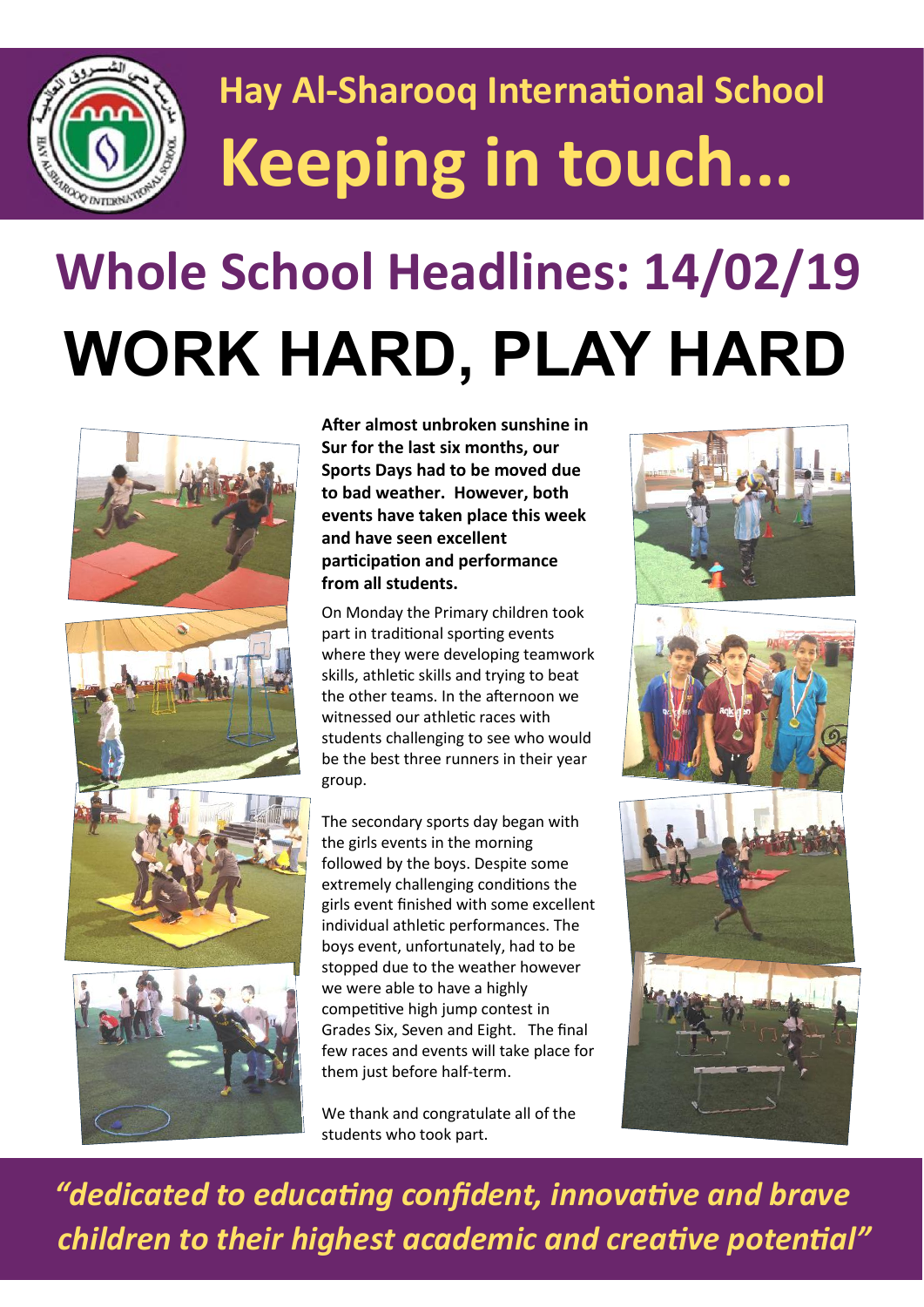# Hay Al-Sharooq International School

# Keeping in touch...

## Whole School Headlines: 14/02/19

# WORK HARD, PLAY HARD

**After almost unbroken sunshine in Sur for the last six months, our Sports Days had to be moved due to bad weather. However, both events have taken place this week and have seen excellent participation and performance from all students.**

On Monday the Primary children took part in traditional sporting events where they were developing teamwork skills, athletic skills and trying to beat the other teams. In the afternoon we witnessed our athletic races with students challenging to see who would be the best three runners in their year group.

The secondary sports day began with the girls events in the morning followed by the boys. Despite some extremely challenging conditions the girls event finished with some excellent individual athletic performances. The boys event, unfortunately, had to be stopped due to the weather however we were able to have a highly competitive high jump contest in Grades Six, Seven and Eight. The final few races and events will take place for them just before half-term.

We thank and congratulate all of the students who took part.

*"dedicated to educating confident, innovative and brave children to their highest academic and creative potential"*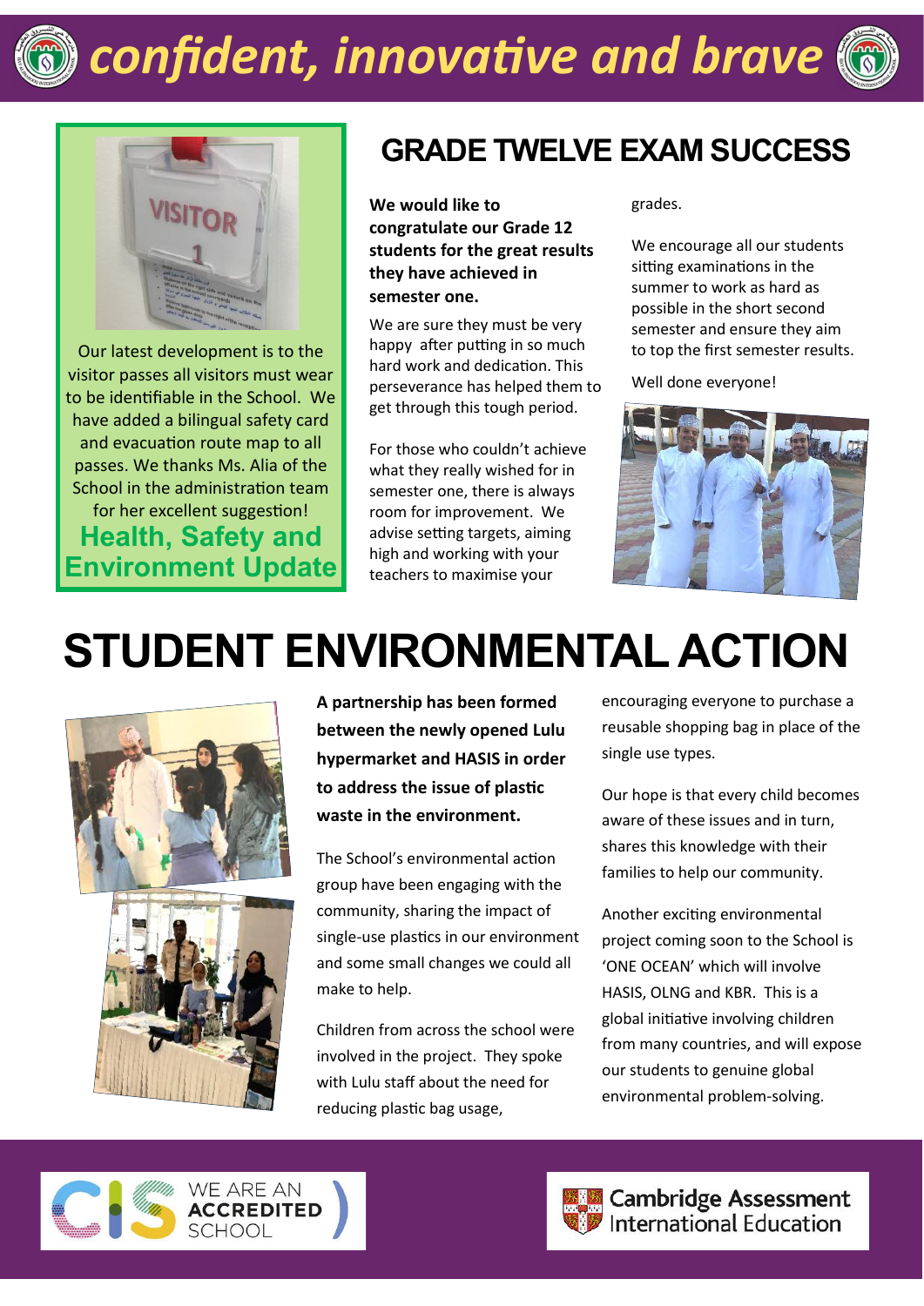# confident, innovative and brave

## Health, Safety and Environment Update

Our latest development is to the visitor passes all visitors must wear to be identifiable in the School. We have added a bilingual safety card and evacuation route map to all passes. We thanks Ms. Alia of the School in the administration team for her excellent suggestion!

## GRADE TWELVE EXAM SUCCESS

**We would like to congratulate our Grade 12 students for the great results they have achieved in semester one.**

We are sure they must be very happy after putting in so much hard work and dedication. This perseverance has helped them to get through this tough period.

For those who couldn't achieve what they really wished for in semester one, there is always room for improvement. We advise setting targets, aiming high and working with your teachers to maximise your grades.

We encourage all our students sitting examinations in the summer to work as hard as possible in the short second semester and ensure they aim to top the first semester results.

Well done everyone!

# STUDENT ENVIRONMENTAL ACTION

**A partnership has been formed between the newly opened Lulu hypermarket and HASIS in order to address the issue of plastic waste in the environment.**

The School's environmental action group have been engaging with the community, sharing the impact of single-use plastics in our environment and some small changes we could all make to help.

Children from across the school were involved in the project. They spoke with Lulu staff about the need for reducing plastic bag usage, encouraging everyone to purchase a reusable shopping bag in place of the single use types.

Our hope is that every child becomes aware of these issues and in turn, shares this knowledge with their families to help our community.

Another exciting environmental project coming soon to the School is 'ONE OCEAN' which will involve HASIS, OLNG and KBR. This is a global initiative involving children from many countries, and will expose our students to genuine global environmental problem-solving.

WE ARE AN ACCREDITED SCHOOL

Cambridge Assessment International Education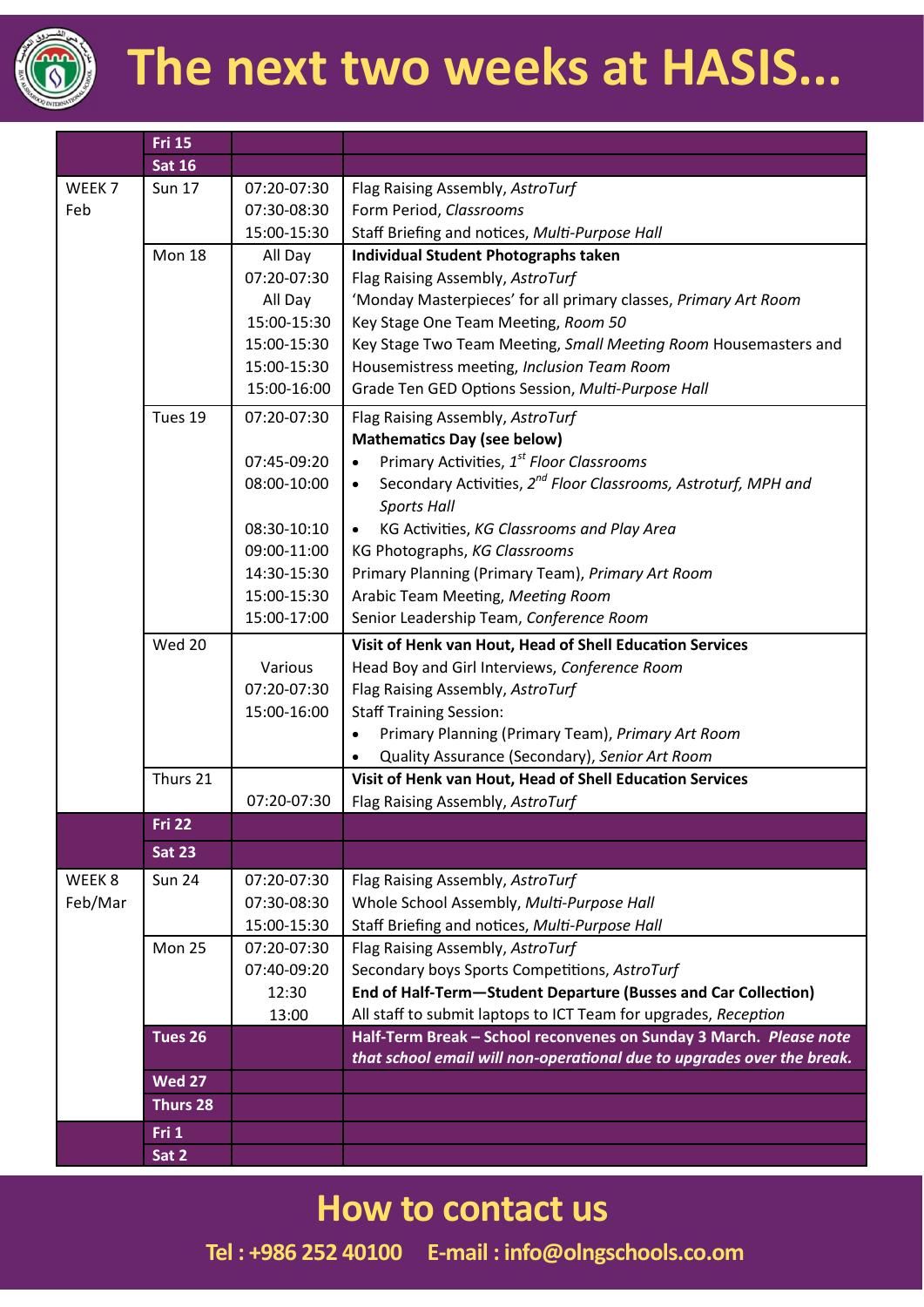# The next two weeks at HASIS...

| | | | |
|---|---|---|---|
| | **Fri 15** | | |
| | **Sat 16** | | |
| WEEK 7 Feb | Sun 17 | 07:20-07:30<br>07:30-08:30<br>15:00-15:30 | Flag Raising Assembly, *AstroTurf*<br>Form Period, *Classrooms*<br>Staff Briefing and notices, *Multi-Purpose Hall* |
| | Mon 18 | All Day<br>07:20-07:30<br>All Day<br>15:00-15:30<br>15:00-15:30<br>15:00-15:30<br>15:00-16:00 | **Individual Student Photographs taken**<br>Flag Raising Assembly, *AstroTurf*<br>'Monday Masterpieces' for all primary classes, *Primary Art Room*<br>Key Stage One Team Meeting, *Room 50*<br>Key Stage Two Team Meeting, *Small Meeting Room* Housemasters and<br>Housemistress meeting, *Inclusion Team Room*<br>Grade Ten GED Options Session, *Multi-Purpose Hall* |
| | Tues 19 | 07:20-07:30<br><br>07:45-09:20<br>08:00-10:00<br><br>08:30-10:10<br>09:00-11:00<br>14:30-15:30<br>15:00-15:30<br>15:00-17:00 | Flag Raising Assembly, *AstroTurf*<br>**Mathematics Day (see below)**<br>• Primary Activities, *1st Floor Classrooms*<br>• Secondary Activities, *2nd Floor Classrooms, Astroturf, MPH and Sports Hall*<br>• KG Activities, *KG Classrooms and Play Area*<br>KG Photographs, *KG Classrooms*<br>Primary Planning (Primary Team), *Primary Art Room*<br>Arabic Team Meeting, *Meeting Room*<br>Senior Leadership Team, *Conference Room* |
| | Wed 20 | <br>Various<br>07:20-07:30<br>15:00-16:00 | **Visit of Henk van Hout, Head of Shell Education Services**<br>Head Boy and Girl Interviews, *Conference Room*<br>Flag Raising Assembly, *AstroTurf*<br>Staff Training Session:<br>• Primary Planning (Primary Team), *Primary Art Room*<br>• Quality Assurance (Secondary), *Senior Art Room* |
| | Thurs 21 | <br>07:20-07:30 | **Visit of Henk van Hout, Head of Shell Education Services**<br>Flag Raising Assembly, *AstroTurf* |
| | **Fri 22** | | |
| | **Sat 23** | | |
| WEEK 8 Feb/Mar | Sun 24 | 07:20-07:30<br>07:30-08:30<br>15:00-15:30 | Flag Raising Assembly, *AstroTurf*<br>Whole School Assembly, *Multi-Purpose Hall*<br>Staff Briefing and notices, *Multi-Purpose Hall* |
| | Mon 25 | 07:20-07:30<br>07:40-09:20<br>12:30<br>13:00 | Flag Raising Assembly, *AstroTurf*<br>Secondary boys Sports Competitions, *AstroTurf*<br>**End of Half-Term—Student Departure (Busses and Car Collection)**<br>All staff to submit laptops to ICT Team for upgrades, *Reception* |
| | **Tues 26** | | **Half-Term Break – School reconvenes on Sunday 3 March.** ***Please note that school email will non-operational due to upgrades over the break.*** |
| | **Wed 27** | | |
| | **Thurs 28** | | |
| | **Fri 1** | | |
| | **Sat 2** | | |

## How to contact us

**Tel : +986 252 40100  E-mail : info@olngschools.co.om**